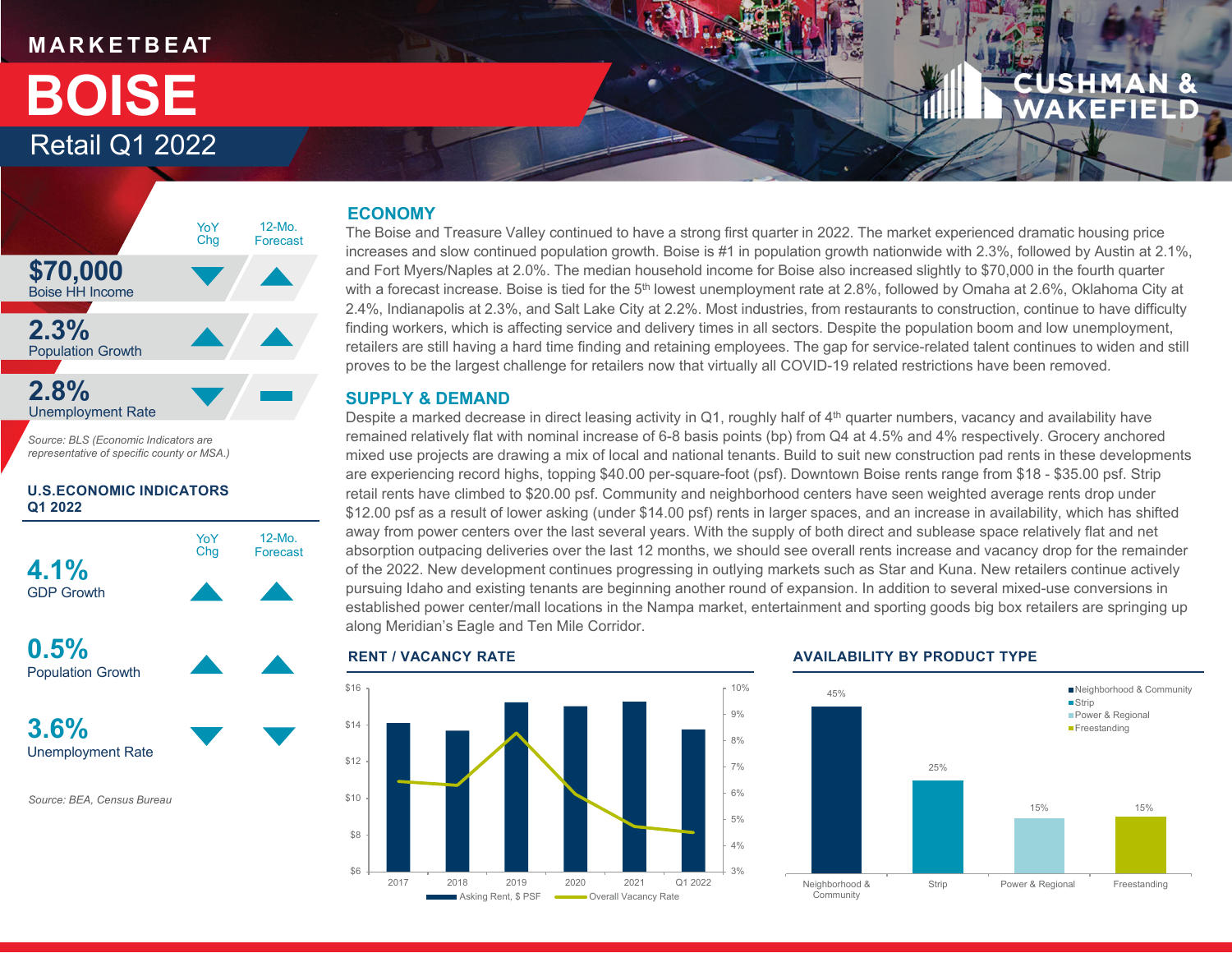MARKETBEAT

# BOISE

## Retail Q1 2022

| | YoY Chg | 12-Mo. Forecast |
|---|---|---|
| **$70,000** Boise HH Income | ▼ | ▲ |
| **2.3%** Population Growth | ▲ | ▲ |
| **2.8%** Unemployment Rate | ▼ | ▬ |

*Source: BLS (Economic Indicators are representative of specific county or MSA.)*

### U.S.ECONOMIC INDICATORS Q1 2022

| | YoY Chg | 12-Mo. Forecast |
|---|---|---|
| **4.1%** GDP Growth | ▲ | ▲ |
| **0.5%** Population Growth | ▲ | ▲ |
| **3.6%** Unemployment Rate | ▼ | ▼ |

*Source: BEA, Census Bureau*

## ECONOMY

The Boise and Treasure Valley continued to have a strong first quarter in 2022. The market experienced dramatic housing price increases and slow continued population growth. Boise is #1 in population growth nationwide with 2.3%, followed by Austin at 2.1%, and Fort Myers/Naples at 2.0%. The median household income for Boise also increased slightly to $70,000 in the fourth quarter with a forecast increase. Boise is tied for the 5th lowest unemployment rate at 2.8%, followed by Omaha at 2.6%, Oklahoma City at 2.4%, Indianapolis at 2.3%, and Salt Lake City at 2.2%. Most industries, from restaurants to construction, continue to have difficulty finding workers, which is affecting service and delivery times in all sectors. Despite the population boom and low unemployment, retailers are still having a hard time finding and retaining employees. The gap for service-related talent continues to widen and still proves to be the largest challenge for retailers now that virtually all COVID-19 related restrictions have been removed.

## SUPPLY & DEMAND

Despite a marked decrease in direct leasing activity in Q1, roughly half of 4th quarter numbers, vacancy and availability have remained relatively flat with nominal increase of 6-8 basis points (bp) from Q4 at 4.5% and 4% respectively. Grocery anchored mixed use projects are drawing a mix of local and national tenants. Build to suit new construction pad rents in these developments are experiencing record highs, topping $40.00 per-square-foot (psf). Downtown Boise rents range from $18 - $35.00 psf. Strip retail rents have climbed to $20.00 psf. Community and neighborhood centers have seen weighted average rents drop under $12.00 psf as a result of lower asking (under $14.00 psf) rents in larger spaces, and an increase in availability, which has shifted away from power centers over the last several years. With the supply of both direct and sublease space relatively flat and net absorption outpacing deliveries over the last 12 months, we should see overall rents increase and vacancy drop for the remainder of the 2022. New development continues progressing in outlying markets such as Star and Kuna. New retailers continue actively pursuing Idaho and existing tenants are beginning another round of expansion. In addition to several mixed-use conversions in established power center/mall locations in the Nampa market, entertainment and sporting goods big box retailers are springing up along Meridian's Eagle and Ten Mile Corridor.

### RENT / VACANCY RATE

(Chart: Asking Rent, $ PSF (bars) and Overall Vacancy Rate (line), 2017, 2018, 2019, 2020, 2021, Q1 2022)

### AVAILABILITY BY PRODUCT TYPE

| Product Type | Availability |
|---|---|
| Neighborhood & Community | 45% |
| Strip | 25% |
| Power & Regional | 15% |
| Freestanding | 15% |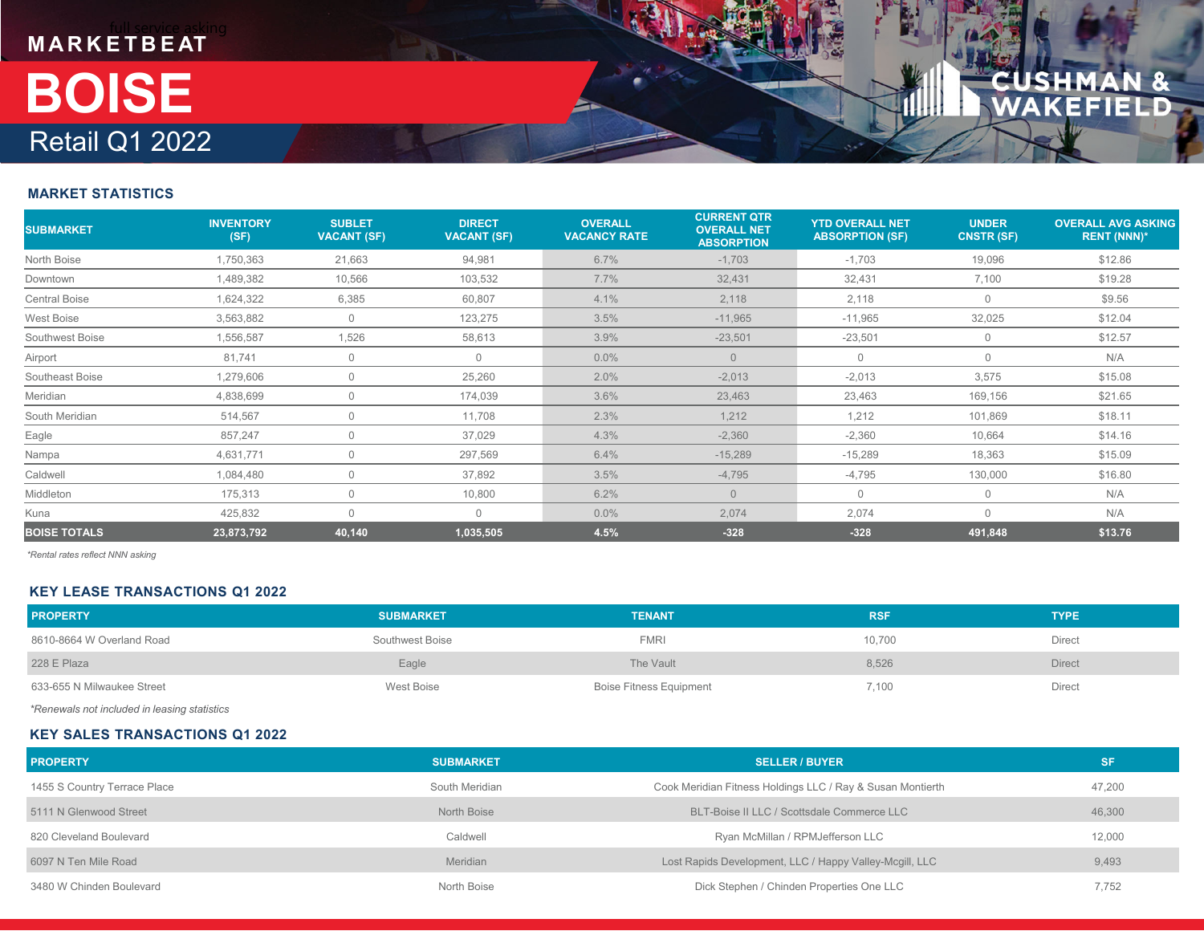# MARKETBEAT

# BOISE

## Retail Q1 2022

### MARKET STATISTICS

| SUBMARKET | INVENTORY (SF) | SUBLET VACANT (SF) | DIRECT VACANT (SF) | OVERALL VACANCY RATE | CURRENT QTR OVERALL NET ABSORPTION | YTD OVERALL NET ABSORPTION (SF) | UNDER CNSTR (SF) | OVERALL AVG ASKING RENT (NNN)* |
|---|---|---|---|---|---|---|---|---|
| North Boise | 1,750,363 | 21,663 | 94,981 | 6.7% | -1,703 | -1,703 | 19,096 | $12.86 |
| Downtown | 1,489,382 | 10,566 | 103,532 | 7.7% | 32,431 | 32,431 | 7,100 | $19.28 |
| Central Boise | 1,624,322 | 6,385 | 60,807 | 4.1% | 2,118 | 2,118 | 0 | $9.56 |
| West Boise | 3,563,882 | 0 | 123,275 | 3.5% | -11,965 | -11,965 | 32,025 | $12.04 |
| Southwest Boise | 1,556,587 | 1,526 | 58,613 | 3.9% | -23,501 | -23,501 | 0 | $12.57 |
| Airport | 81,741 | 0 | 0 | 0.0% | 0 | 0 | 0 | N/A |
| Southeast Boise | 1,279,606 | 0 | 25,260 | 2.0% | -2,013 | -2,013 | 3,575 | $15.08 |
| Meridian | 4,838,699 | 0 | 174,039 | 3.6% | 23,463 | 23,463 | 169,156 | $21.65 |
| South Meridian | 514,567 | 0 | 11,708 | 2.3% | 1,212 | 1,212 | 101,869 | $18.11 |
| Eagle | 857,247 | 0 | 37,029 | 4.3% | -2,360 | -2,360 | 10,664 | $14.16 |
| Nampa | 4,631,771 | 0 | 297,569 | 6.4% | -15,289 | -15,289 | 18,363 | $15.09 |
| Caldwell | 1,084,480 | 0 | 37,892 | 3.5% | -4,795 | -4,795 | 130,000 | $16.80 |
| Middleton | 175,313 | 0 | 10,800 | 6.2% | 0 | 0 | 0 | N/A |
| Kuna | 425,832 | 0 | 0 | 0.0% | 2,074 | 2,074 | 0 | N/A |
| **BOISE TOTALS** | **23,873,792** | **40,140** | **1,035,505** | **4.5%** | **-328** | **-328** | **491,848** | **$13.76** |

*Rental rates reflect NNN asking

### KEY LEASE TRANSACTIONS Q1 2022

| PROPERTY | SUBMARKET | TENANT | RSF | TYPE |
|---|---|---|---|---|
| 8610-8664 W Overland Road | Southwest Boise | FMRI | 10,700 | Direct |
| 228 E Plaza | Eagle | The Vault | 8,526 | Direct |
| 633-655 N Milwaukee Street | West Boise | Boise Fitness Equipment | 7,100 | Direct |

*Renewals not included in leasing statistics

### KEY SALES TRANSACTIONS Q1 2022

| PROPERTY | SUBMARKET | SELLER / BUYER | SF |
|---|---|---|---|
| 1455 S Country Terrace Place | South Meridian | Cook Meridian Fitness Holdings LLC / Ray & Susan Montierth | 47,200 |
| 5111 N Glenwood Street | North Boise | BLT-Boise II LLC / Scottsdale Commerce LLC | 46,300 |
| 820 Cleveland Boulevard | Caldwell | Ryan McMillan / RPMJefferson LLC | 12,000 |
| 6097 N Ten Mile Road | Meridian | Lost Rapids Development, LLC / Happy Valley-Mcgill, LLC | 9,493 |
| 3480 W Chinden Boulevard | North Boise | Dick Stephen / Chinden Properties One LLC | 7,752 |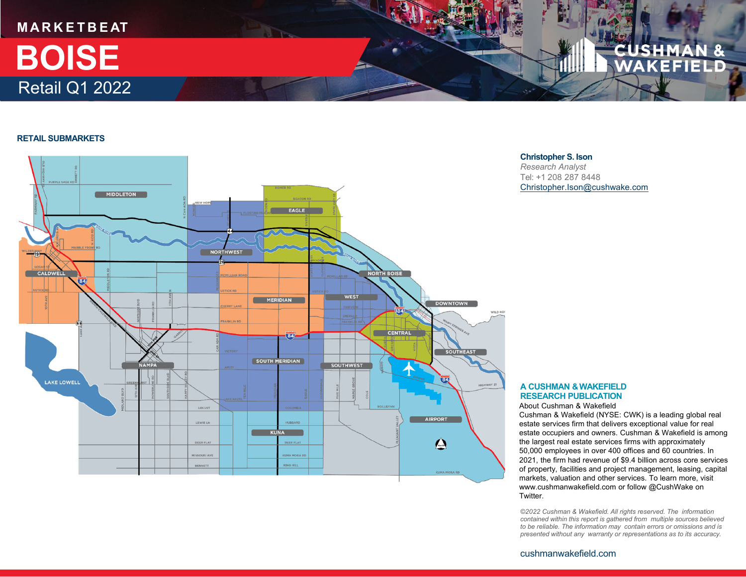MARKETBEAT

# BOISE

Retail Q1 2022

## RETAIL SUBMARKETS

MIDDLETON
EAGLE
NORTHWEST
NORTH BOISE
CALDWELL
MERIDIAN
WEST
DOWNTOWN
CENTRAL
SOUTHEAST
NAMPA
SOUTH MERIDIAN
SOUTHWEST
LAKE LOWELL
AIRPORT
KUNA

**Christopher S. Ison**
*Research Analyst*
Tel: +1 208 287 8448
Christopher.Ison@cushwake.com

### A CUSHMAN & WAKEFIELD RESEARCH PUBLICATION

About Cushman & Wakefield
Cushman & Wakefield (NYSE: CWK) is a leading global real estate services firm that delivers exceptional value for real estate occupiers and owners. Cushman & Wakefield is among the largest real estate services firms with approximately 50,000 employees in over 400 offices and 60 countries. In 2021, the firm had revenue of $9.4 billion across core services of property, facilities and project management, leasing, capital markets, valuation and other services. To learn more, visit www.cushmanwakefield.com or follow @CushWake on Twitter.

*©2022 Cushman & Wakefield. All rights reserved. The information contained within this report is gathered from multiple sources believed to be reliable. The information may contain errors or omissions and is presented without any warranty or representations as to its accuracy.*

cushmanwakefield.com